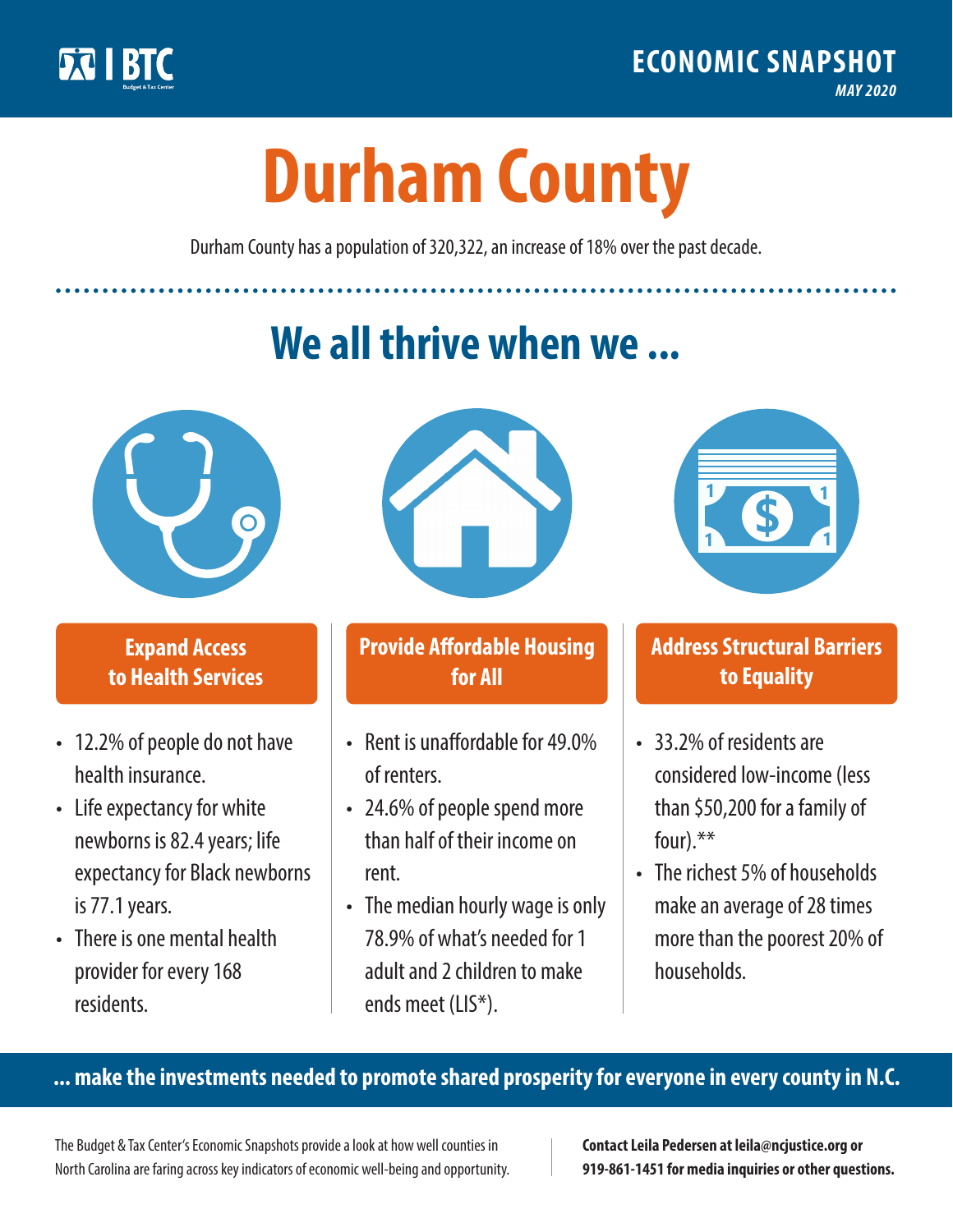BTC

**ECONOMIC SNAPSHOT**
*MAY 2020*

# Durham County

Durham County has a population of 320,322, an increase of 18% over the past decade.

## We all thrive when we ...

### Expand Access to Health Services

- 12.2% of people do not have health insurance.
- Life expectancy for white newborns is 82.4 years; life expectancy for Black newborns is 77.1 years.
- There is one mental health provider for every 168 residents.

### Provide Affordable Housing for All

- Rent is unaffordable for 49.0% of renters.
- 24.6% of people spend more than half of their income on rent.
- The median hourly wage is only 78.9% of what's needed for 1 adult and 2 children to make ends meet (LIS*).

### Address Structural Barriers to Equality

- 33.2% of residents are considered low-income (less than $50,200 for a family of four).**
- The richest 5% of households make an average of 28 times more than the poorest 20% of households.

**... make the investments needed to promote shared prosperity for everyone in every county in N.C.**

The Budget & Tax Center's Economic Snapshots provide a look at how well counties in North Carolina are faring across key indicators of economic well-being and opportunity.

**Contact Leila Pedersen at leila@ncjustice.org or 919-861-1451 for media inquiries or other questions.**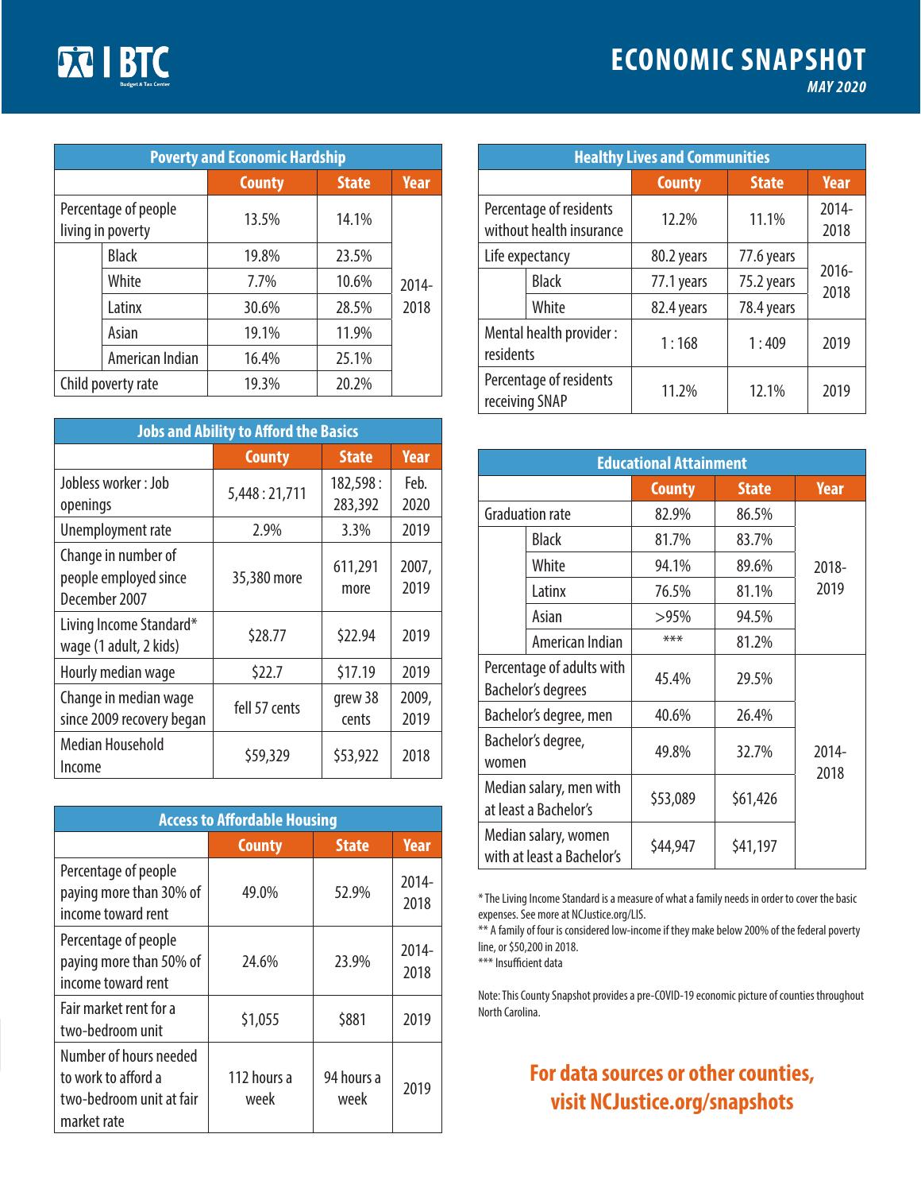# ECONOMIC SNAPSHOT

*MAY 2020*

## Poverty and Economic Hardship

| | | County | State | Year |
|---|---|---|---|---|
| Percentage of people living in poverty | | 13.5% | 14.1% | 2014-2018 |
| | Black | 19.8% | 23.5% | |
| | White | 7.7% | 10.6% | |
| | Latinx | 30.6% | 28.5% | |
| | Asian | 19.1% | 11.9% | |
| | American Indian | 16.4% | 25.1% | |
| Child poverty rate | | 19.3% | 20.2% | |

## Jobs and Ability to Afford the Basics

| | County | State | Year |
|---|---|---|---|
| Jobless worker : Job openings | 5,448 : 21,711 | 182,598 : 283,392 | Feb. 2020 |
| Unemployment rate | 2.9% | 3.3% | 2019 |
| Change in number of people employed since December 2007 | 35,380 more | 611,291 more | 2007, 2019 |
| Living Income Standard* wage (1 adult, 2 kids) | $28.77 | $22.94 | 2019 |
| Hourly median wage | $22.7 | $17.19 | 2019 |
| Change in median wage since 2009 recovery began | fell 57 cents | grew 38 cents | 2009, 2019 |
| Median Household Income | $59,329 | $53,922 | 2018 |

## Access to Affordable Housing

| | County | State | Year |
|---|---|---|---|
| Percentage of people paying more than 30% of income toward rent | 49.0% | 52.9% | 2014-2018 |
| Percentage of people paying more than 50% of income toward rent | 24.6% | 23.9% | 2014-2018 |
| Fair market rent for a two-bedroom unit | $1,055 | $881 | 2019 |
| Number of hours needed to work to afford a two-bedroom unit at fair market rate | 112 hours a week | 94 hours a week | 2019 |

## Healthy Lives and Communities

| | | County | State | Year |
|---|---|---|---|---|
| Percentage of residents without health insurance | | 12.2% | 11.1% | 2014-2018 |
| Life expectancy | | 80.2 years | 77.6 years | 2016-2018 |
| | Black | 77.1 years | 75.2 years | |
| | White | 82.4 years | 78.4 years | |
| Mental health provider : residents | | 1 : 168 | 1 : 409 | 2019 |
| Percentage of residents receiving SNAP | | 11.2% | 12.1% | 2019 |

## Educational Attainment

| | | County | State | Year |
|---|---|---|---|---|
| Graduation rate | | 82.9% | 86.5% | 2018-2019 |
| | Black | 81.7% | 83.7% | |
| | White | 94.1% | 89.6% | |
| | Latinx | 76.5% | 81.1% | |
| | Asian | >95% | 94.5% | |
| | American Indian | *** | 81.2% | |
| Percentage of adults with Bachelor's degrees | | 45.4% | 29.5% | 2014-2018 |
| Bachelor's degree, men | | 40.6% | 26.4% | |
| Bachelor's degree, women | | 49.8% | 32.7% | |
| Median salary, men with at least a Bachelor's | | $53,089 | $61,426 | |
| Median salary, women with at least a Bachelor's | | $44,947 | $41,197 | |

* The Living Income Standard is a measure of what a family needs in order to cover the basic expenses. See more at NCJustice.org/LIS.

** A family of four is considered low-income if they make below 200% of the federal poverty line, or $50,200 in 2018.

*** Insufficient data

Note: This County Snapshot provides a pre-COVID-19 economic picture of counties throughout North Carolina.

**For data sources or other counties, visit NCJustice.org/snapshots**